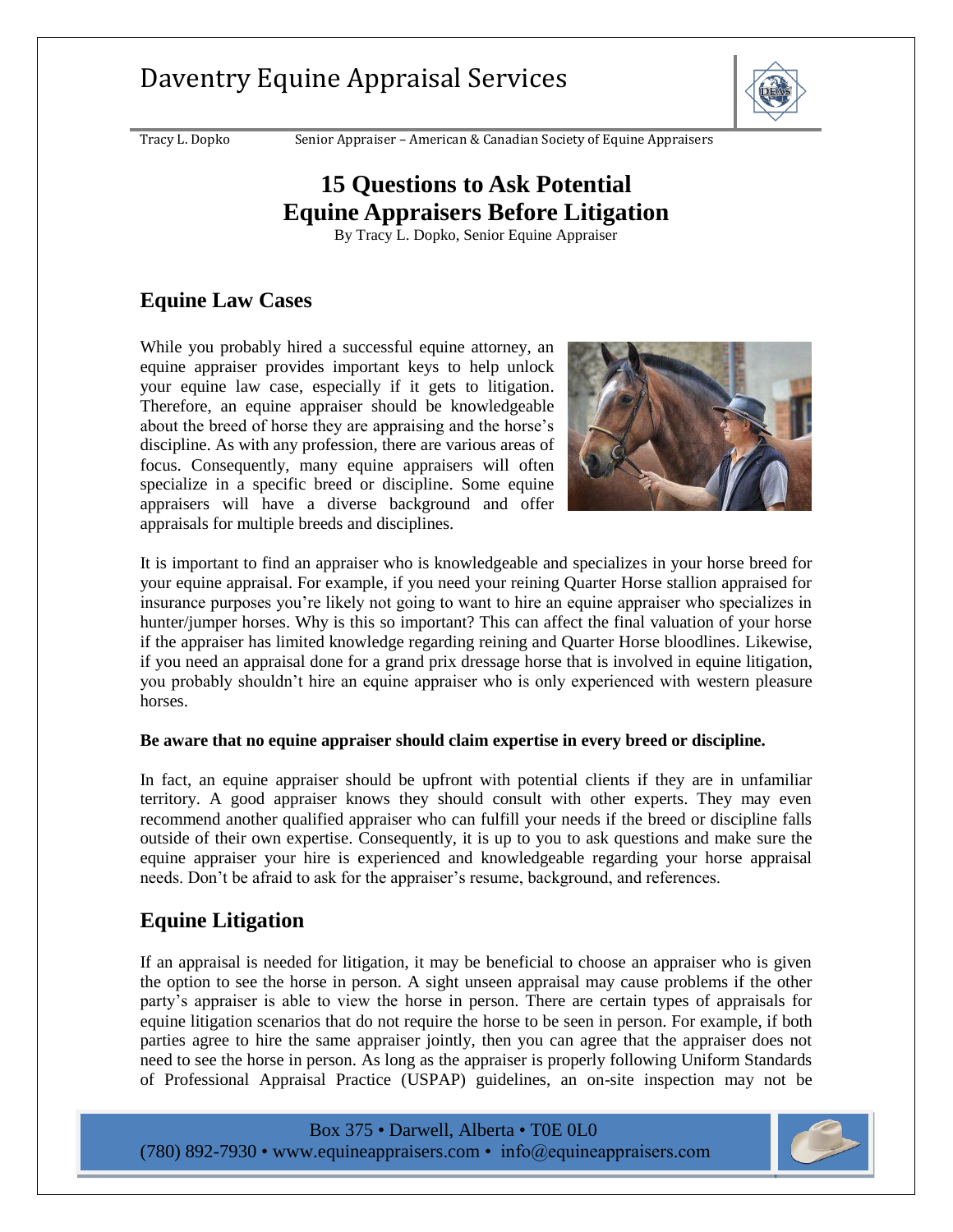# Daventry Equine Appraisal Services

Tracy L. Dopko Senior Appraiser – American & Canadian Society of Equine Appraisers

# 15 Questions to Ask Potential Equine Appraisers Before Litigation

By Tracy L. Dopko, Senior Equine Appraiser

## Equine Law Cases

While you probably hired a successful equine attorney, an equine appraiser provides important keys to help unlock your equine law case, especially if it gets to litigation. Therefore, an equine appraiser should be knowledgeable about the breed of horse they are appraising and the horse's discipline. As with any profession, there are various areas of focus. Consequently, many equine appraisers will often specialize in a specific breed or discipline. Some equine appraisers will have a diverse background and offer appraisals for multiple breeds and disciplines.

It is important to find an appraiser who is knowledgeable and specializes in your horse breed for your equine appraisal. For example, if you need your reining Quarter Horse stallion appraised for insurance purposes you're likely not going to want to hire an equine appraiser who specializes in hunter/jumper horses. Why is this so important? This can affect the final valuation of your horse if the appraiser has limited knowledge regarding reining and Quarter Horse bloodlines. Likewise, if you need an appraisal done for a grand prix dressage horse that is involved in equine litigation, you probably shouldn't hire an equine appraiser who is only experienced with western pleasure horses.

**Be aware that no equine appraiser should claim expertise in every breed or discipline.**

In fact, an equine appraiser should be upfront with potential clients if they are in unfamiliar territory. A good appraiser knows they should consult with other experts. They may even recommend another qualified appraiser who can fulfill your needs if the breed or discipline falls outside of their own expertise. Consequently, it is up to you to ask questions and make sure the equine appraiser your hire is experienced and knowledgeable regarding your horse appraisal needs. Don't be afraid to ask for the appraiser's resume, background, and references.

## Equine Litigation

If an appraisal is needed for litigation, it may be beneficial to choose an appraiser who is given the option to see the horse in person. A sight unseen appraisal may cause problems if the other party's appraiser is able to view the horse in person. There are certain types of appraisals for equine litigation scenarios that do not require the horse to be seen in person. For example, if both parties agree to hire the same appraiser jointly, then you can agree that the appraiser does not need to see the horse in person. As long as the appraiser is properly following Uniform Standards of Professional Appraisal Practice (USPAP) guidelines, an on-site inspection may not be

Box 375 • Darwell, Alberta • T0E 0L0
(780) 892-7930 • www.equineappraisers.com • info@equineappraisers.com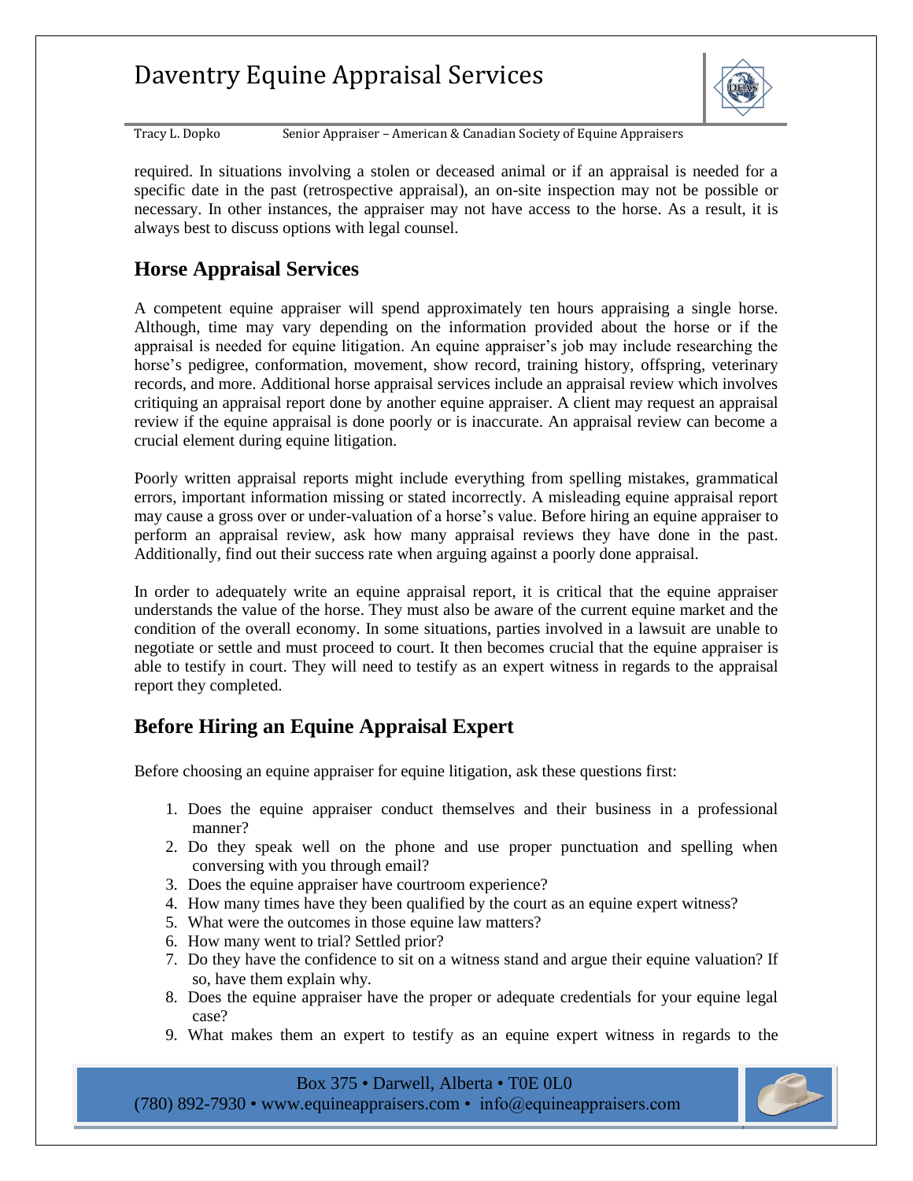required. In situations involving a stolen or deceased animal or if an appraisal is needed for a specific date in the past (retrospective appraisal), an on-site inspection may not be possible or necessary. In other instances, the appraiser may not have access to the horse. As a result, it is always best to discuss options with legal counsel.

## Horse Appraisal Services

A competent equine appraiser will spend approximately ten hours appraising a single horse. Although, time may vary depending on the information provided about the horse or if the appraisal is needed for equine litigation. An equine appraiser's job may include researching the horse's pedigree, conformation, movement, show record, training history, offspring, veterinary records, and more. Additional horse appraisal services include an appraisal review which involves critiquing an appraisal report done by another equine appraiser. A client may request an appraisal review if the equine appraisal is done poorly or is inaccurate. An appraisal review can become a crucial element during equine litigation.

Poorly written appraisal reports might include everything from spelling mistakes, grammatical errors, important information missing or stated incorrectly. A misleading equine appraisal report may cause a gross over or under-valuation of a horse's value. Before hiring an equine appraiser to perform an appraisal review, ask how many appraisal reviews they have done in the past. Additionally, find out their success rate when arguing against a poorly done appraisal.

In order to adequately write an equine appraisal report, it is critical that the equine appraiser understands the value of the horse. They must also be aware of the current equine market and the condition of the overall economy. In some situations, parties involved in a lawsuit are unable to negotiate or settle and must proceed to court. It then becomes crucial that the equine appraiser is able to testify in court. They will need to testify as an expert witness in regards to the appraisal report they completed.

## Before Hiring an Equine Appraisal Expert

Before choosing an equine appraiser for equine litigation, ask these questions first:

1. Does the equine appraiser conduct themselves and their business in a professional manner?
2. Do they speak well on the phone and use proper punctuation and spelling when conversing with you through email?
3. Does the equine appraiser have courtroom experience?
4. How many times have they been qualified by the court as an equine expert witness?
5. What were the outcomes in those equine law matters?
6. How many went to trial? Settled prior?
7. Do they have the confidence to sit on a witness stand and argue their equine valuation? If so, have them explain why.
8. Does the equine appraiser have the proper or adequate credentials for your equine legal case?
9. What makes them an expert to testify as an equine expert witness in regards to the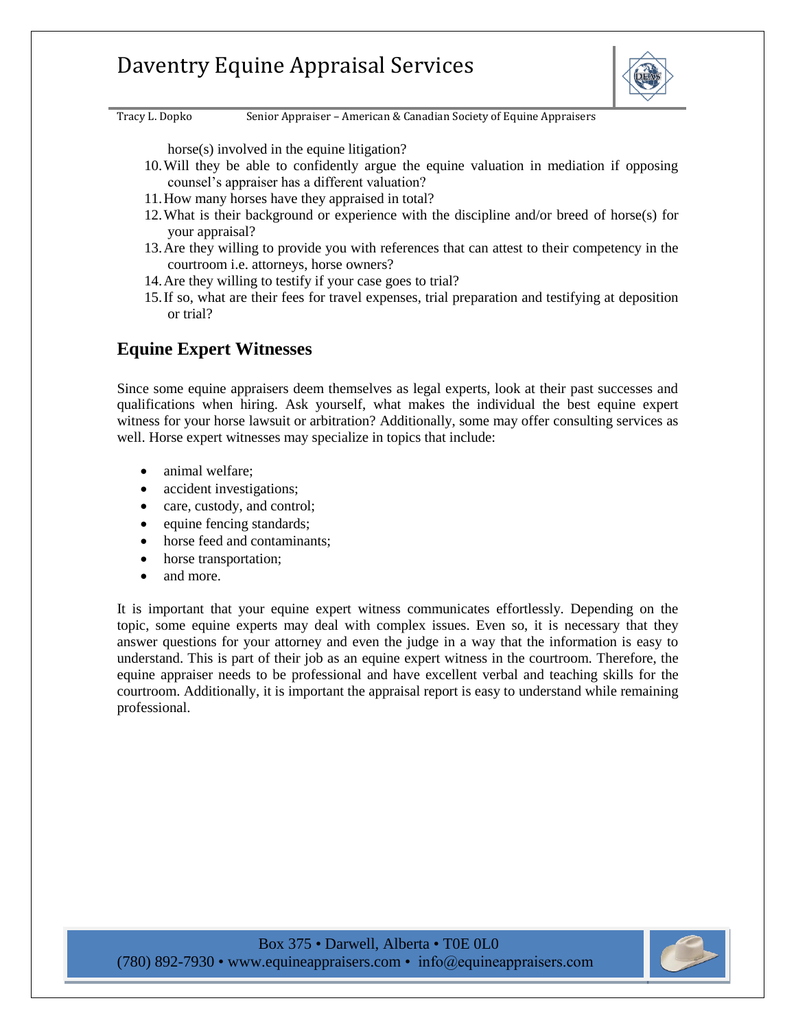horse(s) involved in the equine litigation?

10. Will they be able to confidently argue the equine valuation in mediation if opposing counsel's appraiser has a different valuation?
11. How many horses have they appraised in total?
12. What is their background or experience with the discipline and/or breed of horse(s) for your appraisal?
13. Are they willing to provide you with references that can attest to their competency in the courtroom i.e. attorneys, horse owners?
14. Are they willing to testify if your case goes to trial?
15. If so, what are their fees for travel expenses, trial preparation and testifying at deposition or trial?

## Equine Expert Witnesses

Since some equine appraisers deem themselves as legal experts, look at their past successes and qualifications when hiring. Ask yourself, what makes the individual the best equine expert witness for your horse lawsuit or arbitration? Additionally, some may offer consulting services as well. Horse expert witnesses may specialize in topics that include:

- animal welfare;
- accident investigations;
- care, custody, and control;
- equine fencing standards;
- horse feed and contaminants;
- horse transportation;
- and more.

It is important that your equine expert witness communicates effortlessly. Depending on the topic, some equine experts may deal with complex issues. Even so, it is necessary that they answer questions for your attorney and even the judge in a way that the information is easy to understand. This is part of their job as an equine expert witness in the courtroom. Therefore, the equine appraiser needs to be professional and have excellent verbal and teaching skills for the courtroom. Additionally, it is important the appraisal report is easy to understand while remaining professional.